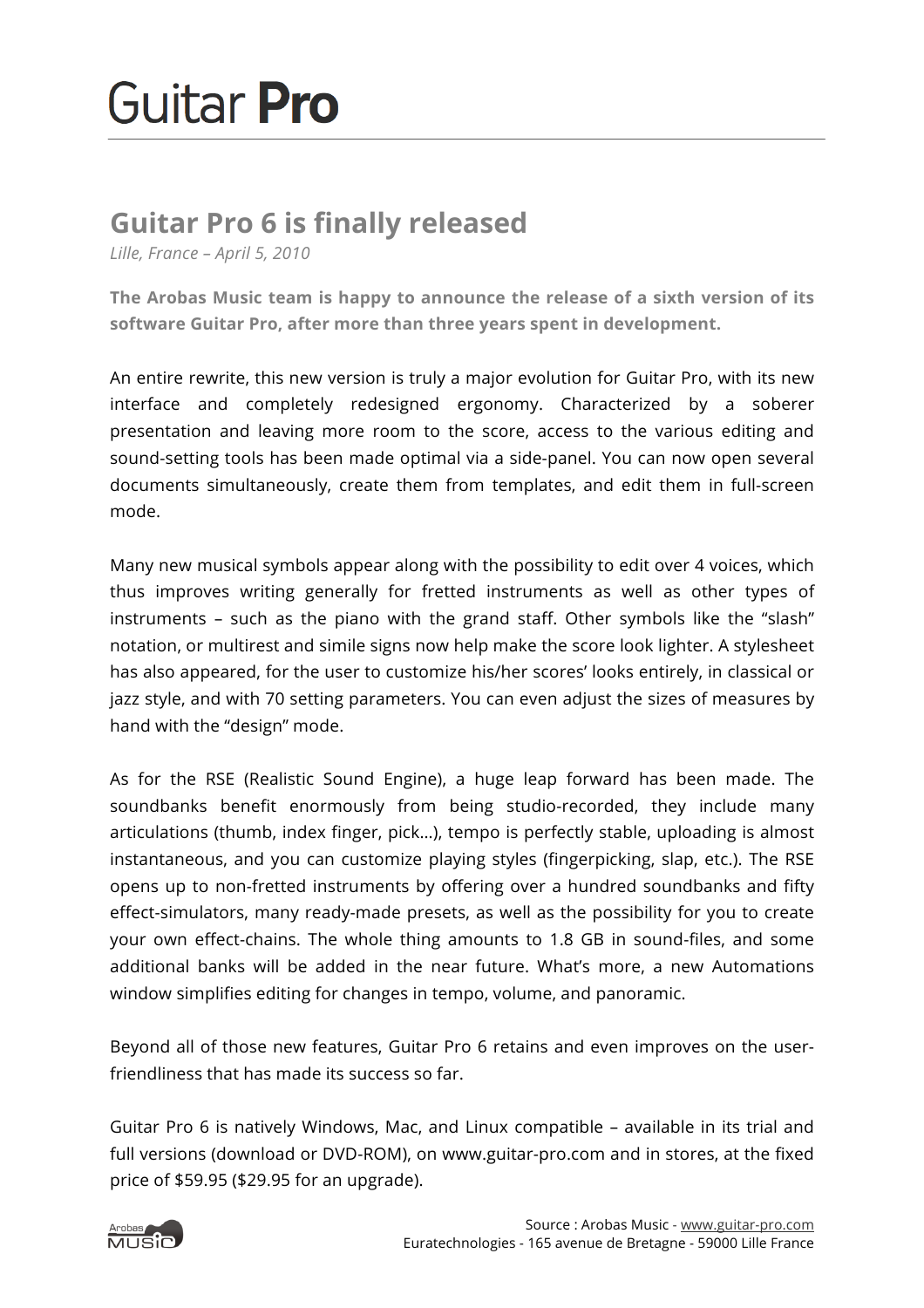# Guitar Pro

## Guitar Pro 6 is finally released

*Lille, France – April 5, 2010*

**The Arobas Music team is happy to announce the release of a sixth version of its software Guitar Pro, after more than three years spent in development.**

An entire rewrite, this new version is truly a major evolution for Guitar Pro, with its new interface and completely redesigned ergonomy. Characterized by a soberer presentation and leaving more room to the score, access to the various editing and sound-setting tools has been made optimal via a side-panel. You can now open several documents simultaneously, create them from templates, and edit them in full-screen mode.

Many new musical symbols appear along with the possibility to edit over 4 voices, which thus improves writing generally for fretted instruments as well as other types of instruments – such as the piano with the grand staff. Other symbols like the "slash" notation, or multirest and simile signs now help make the score look lighter. A stylesheet has also appeared, for the user to customize his/her scores' looks entirely, in classical or jazz style, and with 70 setting parameters. You can even adjust the sizes of measures by hand with the "design" mode.

As for the RSE (Realistic Sound Engine), a huge leap forward has been made. The soundbanks benefit enormously from being studio-recorded, they include many articulations (thumb, index finger, pick...), tempo is perfectly stable, uploading is almost instantaneous, and you can customize playing styles (fingerpicking, slap, etc.). The RSE opens up to non-fretted instruments by offering over a hundred soundbanks and fifty effect-simulators, many ready-made presets, as well as the possibility for you to create your own effect-chains. The whole thing amounts to 1.8 GB in sound-files, and some additional banks will be added in the near future. What's more, a new Automations window simplifies editing for changes in tempo, volume, and panoramic.

Beyond all of those new features, Guitar Pro 6 retains and even improves on the user-friendliness that has made its success so far.

Guitar Pro 6 is natively Windows, Mac, and Linux compatible – available in its trial and full versions (download or DVD-ROM), on www.guitar-pro.com and in stores, at the fixed price of $59.95 ($29.95 for an upgrade).

Source : Arobas Music - www.guitar-pro.com
Euratechnologies - 165 avenue de Bretagne - 59000 Lille France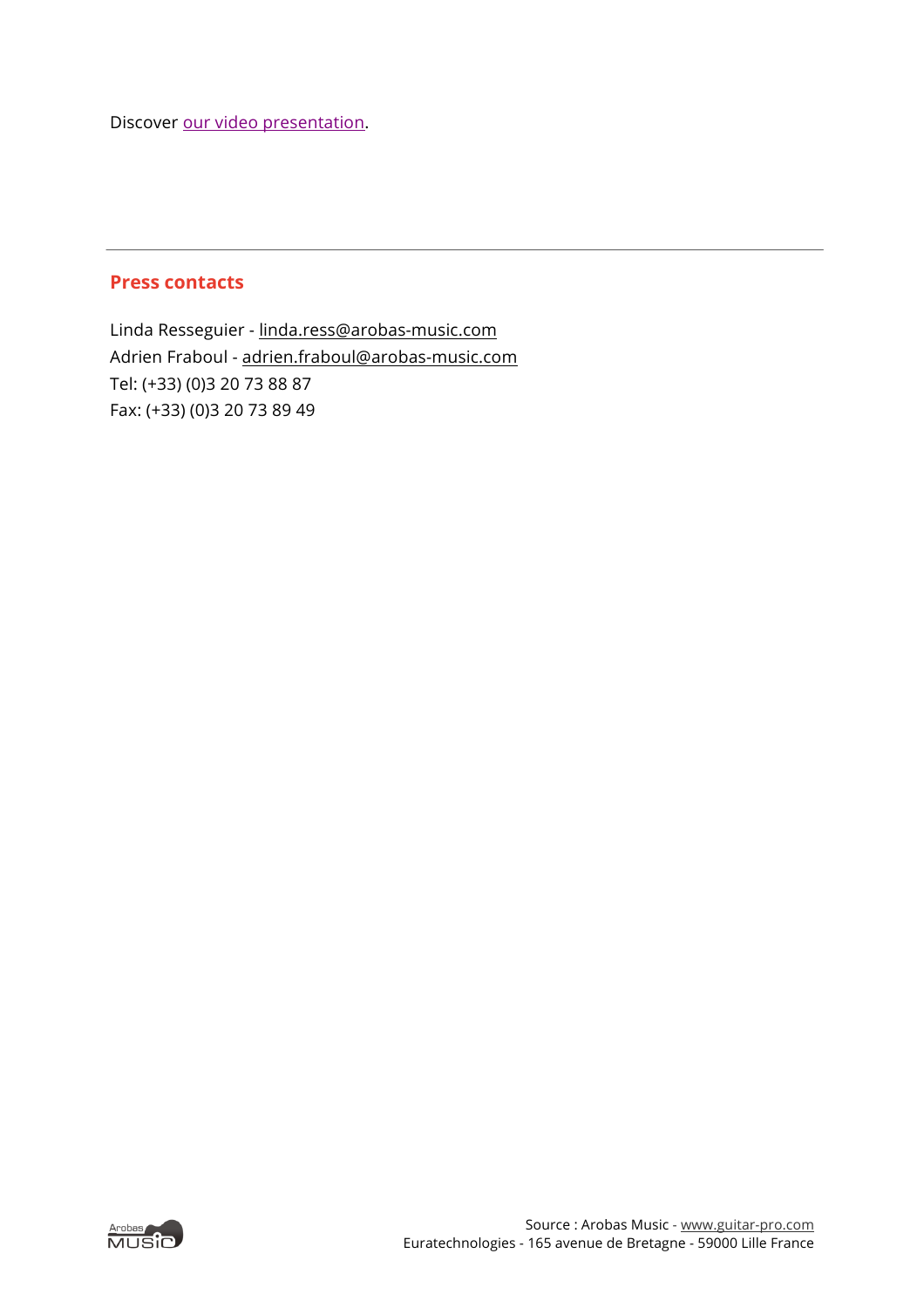Discover [our video presentation].

---

## Press contacts

Linda Resseguier - linda.ress@arobas-music.com
Adrien Fraboul - adrien.fraboul@arobas-music.com
Tel: (+33) (0)3 20 73 88 87
Fax: (+33) (0)3 20 73 89 49